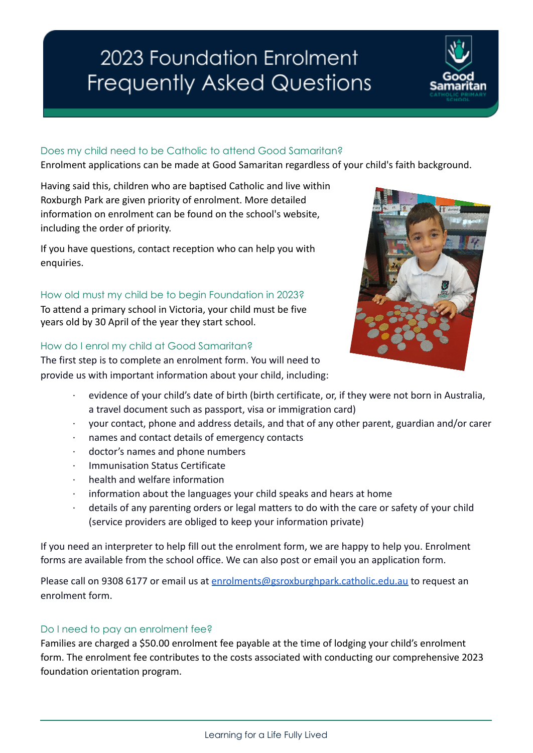# 2023 Foundation Enrolment Frequently Asked Questions

### Does my child need to be Catholic to attend Good Samaritan?

Enrolment applications can be made at Good Samaritan regardless of your child's faith background.

Having said this, children who are baptised Catholic and live within Roxburgh Park are given priority of enrolment. More detailed information on enrolment can be found on the school's website, including the order of priority.

If you have questions, contact reception who can help you with enquiries.

### How old must my child be to begin Foundation in 2023?

To attend a primary school in Victoria, your child must be five years old by 30 April of the year they start school.

### How do I enrol my child at Good Samaritan?

The first step is to complete an enrolment form. You will need to provide us with important information about your child, including:

- evidence of your child's date of birth (birth certificate, or, if they were not born in Australia, a travel document such as passport, visa or immigration card)
- your contact, phone and address details, and that of any other parent, guardian and/or carer
- names and contact details of emergency contacts
- doctor's names and phone numbers
- Immunisation Status Certificate
- health and welfare information
- information about the languages your child speaks and hears at home
- details of any parenting orders or legal matters to do with the care or safety of your child (service providers are obliged to keep your information private)

If you need an interpreter to help fill out the enrolment form, we are happy to help you. Enrolment forms are available from the school office. We can also post or email you an application form.

Please call on 9308 6177 or email us at enrolments@gsroxburghpark.catholic.edu.au to request an enrolment form.

### Do I need to pay an enrolment fee?

Families are charged a $50.00 enrolment fee payable at the time of lodging your child's enrolment form. The enrolment fee contributes to the costs associated with conducting our comprehensive 2023 foundation orientation program.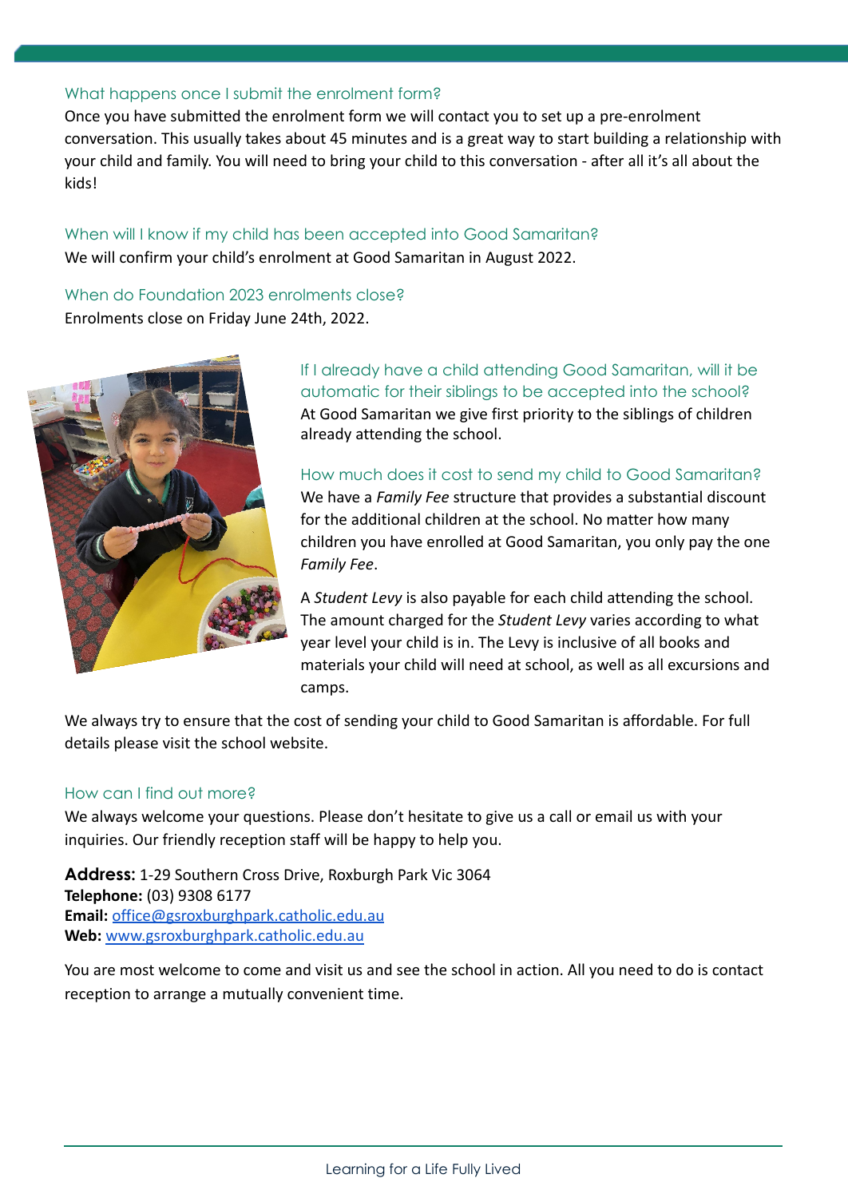### What happens once I submit the enrolment form?

Once you have submitted the enrolment form we will contact you to set up a pre-enrolment conversation. This usually takes about 45 minutes and is a great way to start building a relationship with your child and family. You will need to bring your child to this conversation - after all it's all about the kids!

### When will I know if my child has been accepted into Good Samaritan?

We will confirm your child's enrolment at Good Samaritan in August 2022.

### When do Foundation 2023 enrolments close?

Enrolments close on Friday June 24th, 2022.

### If I already have a child attending Good Samaritan, will it be automatic for their siblings to be accepted into the school?

At Good Samaritan we give first priority to the siblings of children already attending the school.

### How much does it cost to send my child to Good Samaritan?

We have a *Family Fee* structure that provides a substantial discount for the additional children at the school. No matter how many children you have enrolled at Good Samaritan, you only pay the one *Family Fee*.

A *Student Levy* is also payable for each child attending the school. The amount charged for the *Student Levy* varies according to what year level your child is in. The Levy is inclusive of all books and materials your child will need at school, as well as all excursions and camps.

We always try to ensure that the cost of sending your child to Good Samaritan is affordable. For full details please visit the school website.

### How can I find out more?

We always welcome your questions. Please don't hesitate to give us a call or email us with your inquiries. Our friendly reception staff will be happy to help you.

**Address:** 1-29 Southern Cross Drive, Roxburgh Park Vic 3064
**Telephone:** (03) 9308 6177
**Email:** office@gsroxburghpark.catholic.edu.au
**Web:** www.gsroxburghpark.catholic.edu.au

You are most welcome to come and visit us and see the school in action. All you need to do is contact reception to arrange a mutually convenient time.

Learning for a Life Fully Lived